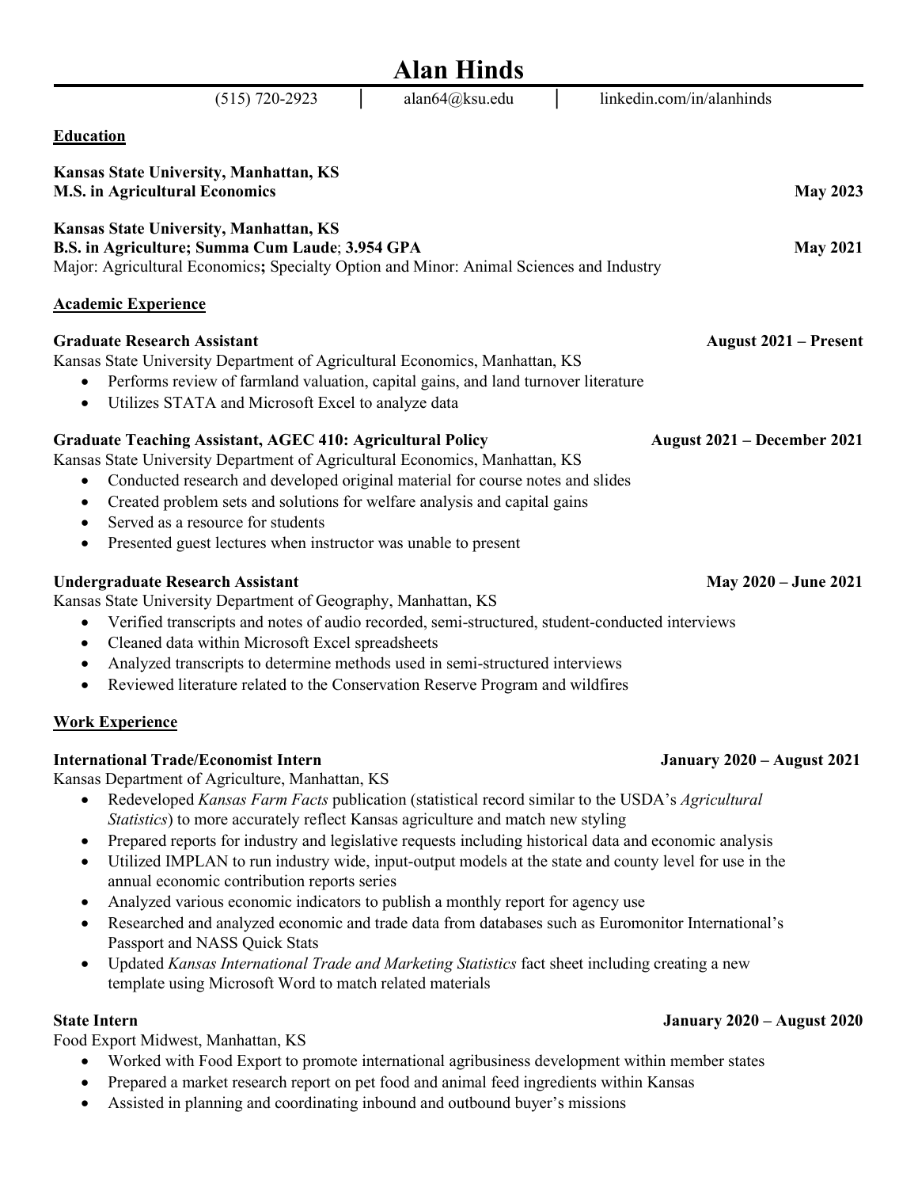# Alan Hinds

(515) 720-2923 | alan64@ksu.edu | linkedin.com/in/alanhinds

## Education

**Kansas State University, Manhattan, KS**
**M.S. in Agricultural Economics** — **May 2023**

**Kansas State University, Manhattan, KS**
**B.S. in Agriculture; Summa Cum Laude**; **3.954 GPA** — **May 2021**
Major: Agricultural Economics**;** Specialty Option and Minor: Animal Sciences and Industry

## Academic Experience

**Graduate Research Assistant** — **August 2021 – Present**
Kansas State University Department of Agricultural Economics, Manhattan, KS

- Performs review of farmland valuation, capital gains, and land turnover literature
- Utilizes STATA and Microsoft Excel to analyze data

**Graduate Teaching Assistant, AGEC 410: Agricultural Policy** — **August 2021 – December 2021**
Kansas State University Department of Agricultural Economics, Manhattan, KS

- Conducted research and developed original material for course notes and slides
- Created problem sets and solutions for welfare analysis and capital gains
- Served as a resource for students
- Presented guest lectures when instructor was unable to present

**Undergraduate Research Assistant** — **May 2020 – June 2021**
Kansas State University Department of Geography, Manhattan, KS

- Verified transcripts and notes of audio recorded, semi-structured, student-conducted interviews
- Cleaned data within Microsoft Excel spreadsheets
- Analyzed transcripts to determine methods used in semi-structured interviews
- Reviewed literature related to the Conservation Reserve Program and wildfires

## Work Experience

**International Trade/Economist Intern** — **January 2020 – August 2021**
Kansas Department of Agriculture, Manhattan, KS

- Redeveloped *Kansas Farm Facts* publication (statistical record similar to the USDA's *Agricultural Statistics*) to more accurately reflect Kansas agriculture and match new styling
- Prepared reports for industry and legislative requests including historical data and economic analysis
- Utilized IMPLAN to run industry wide, input-output models at the state and county level for use in the annual economic contribution reports series
- Analyzed various economic indicators to publish a monthly report for agency use
- Researched and analyzed economic and trade data from databases such as Euromonitor International's Passport and NASS Quick Stats
- Updated *Kansas International Trade and Marketing Statistics* fact sheet including creating a new template using Microsoft Word to match related materials

**State Intern** — **January 2020 – August 2020**
Food Export Midwest, Manhattan, KS

- Worked with Food Export to promote international agribusiness development within member states
- Prepared a market research report on pet food and animal feed ingredients within Kansas
- Assisted in planning and coordinating inbound and outbound buyer's missions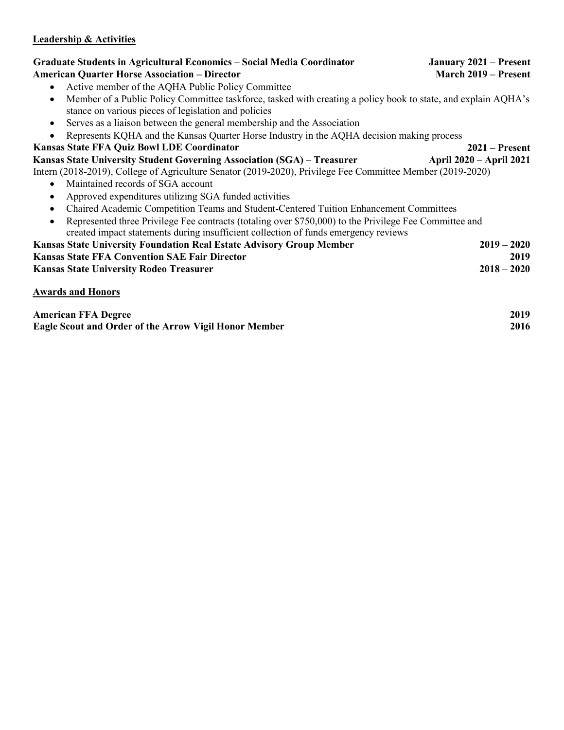## Leadership & Activities

**Graduate Students in Agricultural Economics – Social Media Coordinator** **January 2021 – Present**

**American Quarter Horse Association – Director** **March 2019 – Present**

- Active member of the AQHA Public Policy Committee
- Member of a Public Policy Committee taskforce, tasked with creating a policy book to state, and explain AQHA's stance on various pieces of legislation and policies
- Serves as a liaison between the general membership and the Association
- Represents KQHA and the Kansas Quarter Horse Industry in the AQHA decision making process

**Kansas State FFA Quiz Bowl LDE Coordinator** **2021 – Present**

**Kansas State University Student Governing Association (SGA) – Treasurer** **April 2020 – April 2021**

Intern (2018-2019), College of Agriculture Senator (2019-2020), Privilege Fee Committee Member (2019-2020)

- Maintained records of SGA account
- Approved expenditures utilizing SGA funded activities
- Chaired Academic Competition Teams and Student-Centered Tuition Enhancement Committees
- Represented three Privilege Fee contracts (totaling over $750,000) to the Privilege Fee Committee and created impact statements during insufficient collection of funds emergency reviews

**Kansas State University Foundation Real Estate Advisory Group Member** **2019 – 2020**

**Kansas State FFA Convention SAE Fair Director** **2019**

**Kansas State University Rodeo Treasurer** **2018 – 2020**

## Awards and Honors

**American FFA Degree** **2019**

**Eagle Scout and Order of the Arrow Vigil Honor Member** **2016**